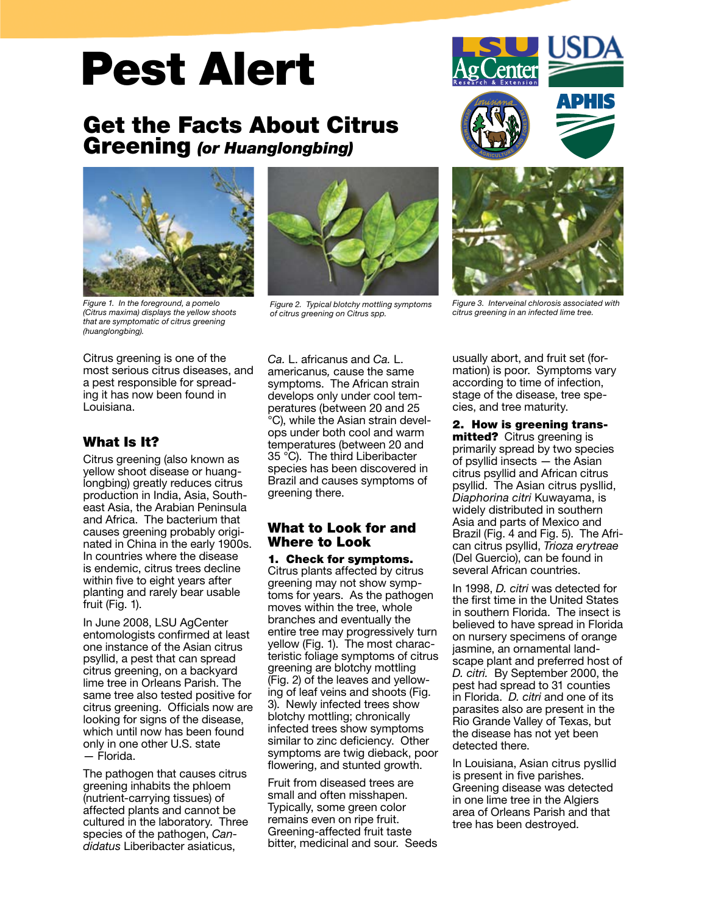# Pest Alert

## Get the Facts About Citrus Greening *(or Huanglongbing)*

Figure 1. In the foreground, a pomelo (Citrus maxima) displays the yellow shoots that are symptomatic of citrus greening (huanglongbing).

Figure 2. Typical blotchy mottling symptoms of citrus greening on Citrus spp.

Figure 3. Interveinal chlorosis associated with citrus greening in an infected lime tree.

Citrus greening is one of the most serious citrus diseases, and a pest responsible for spreading it has now been found in Louisiana.

### What Is It?

Citrus greening (also known as yellow shoot disease or huanglongbing) greatly reduces citrus production in India, Asia, Southeast Asia, the Arabian Peninsula and Africa. The bacterium that causes greening probably originated in China in the early 1900s. In countries where the disease is endemic, citrus trees decline within five to eight years after planting and rarely bear usable fruit (Fig. 1).

In June 2008, LSU AgCenter entomologists confirmed at least one instance of the Asian citrus psyllid, a pest that can spread citrus greening, on a backyard lime tree in Orleans Parish. The same tree also tested positive for citrus greening. Officials now are looking for signs of the disease, which until now has been found only in one other U.S. state — Florida.

The pathogen that causes citrus greening inhabits the phloem (nutrient-carrying tissues) of affected plants and cannot be cultured in the laboratory. Three species of the pathogen, *Candidatus* Liberibacter asiaticus, *Ca.* L. africanus and *Ca.* L. americanus*,* cause the same symptoms. The African strain develops only under cool temperatures (between 20 and 25 °C), while the Asian strain develops under both cool and warm temperatures (between 20 and 35 °C). The third Liberibacter species has been discovered in Brazil and causes symptoms of greening there.

### What to Look for and Where to Look

**1. Check for symptoms.** Citrus plants affected by citrus greening may not show symptoms for years. As the pathogen moves within the tree, whole branches and eventually the entire tree may progressively turn yellow (Fig. 1). The most characteristic foliage symptoms of citrus greening are blotchy mottling (Fig. 2) of the leaves and yellowing of leaf veins and shoots (Fig. 3). Newly infected trees show blotchy mottling; chronically infected trees show symptoms similar to zinc deficiency. Other symptoms are twig dieback, poor flowering, and stunted growth.

Fruit from diseased trees are small and often misshapen. Typically, some green color remains even on ripe fruit. Greening-affected fruit taste bitter, medicinal and sour. Seeds usually abort, and fruit set (formation) is poor. Symptoms vary according to time of infection, stage of the disease, tree species, and tree maturity.

**2. How is greening transmitted?** Citrus greening is primarily spread by two species of psyllid insects — the Asian citrus psyllid and African citrus psyllid. The Asian citrus pysllid, *Diaphorina citri* Kuwayama, is widely distributed in southern Asia and parts of Mexico and Brazil (Fig. 4 and Fig. 5). The African citrus psyllid, *Trioza erytreae* (Del Guercio), can be found in several African countries.

In 1998, *D. citri* was detected for the first time in the United States in southern Florida. The insect is believed to have spread in Florida on nursery specimens of orange jasmine, an ornamental landscape plant and preferred host of *D. citri.* By September 2000, the pest had spread to 31 counties in Florida. *D. citri* and one of its parasites also are present in the Rio Grande Valley of Texas, but the disease has not yet been detected there.

In Louisiana, Asian citrus pysllid is present in five parishes. Greening disease was detected in one lime tree in the Algiers area of Orleans Parish and that tree has been destroyed.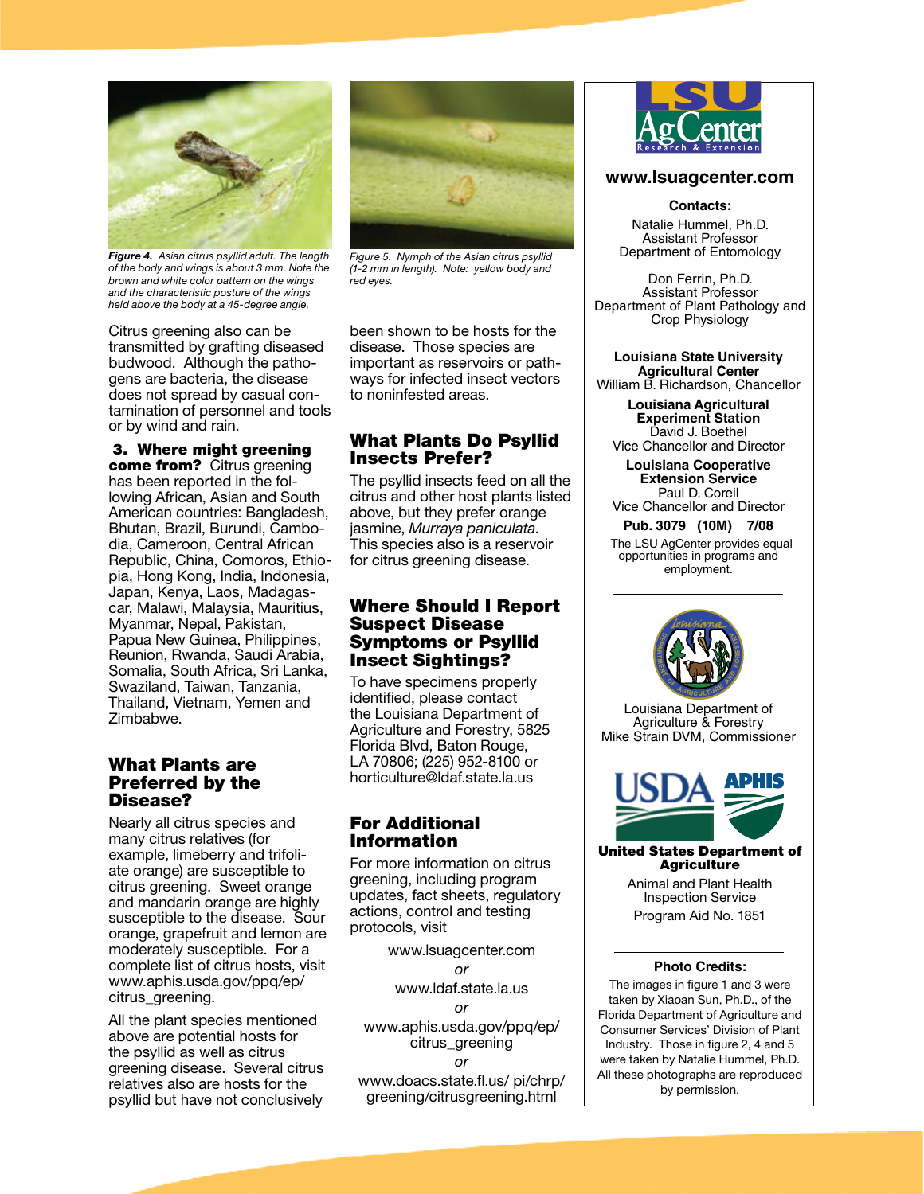*Figure 4. Asian citrus psyllid adult. The length of the body and wings is about 3 mm. Note the brown and white color pattern on the wings and the characteristic posture of the wings held above the body at a 45-degree angle.*

*Figure 5. Nymph of the Asian citrus psyllid (1-2 mm in length). Note: yellow body and red eyes.*

Citrus greening also can be transmitted by grafting diseased budwood. Although the pathogens are bacteria, the disease does not spread by casual contamination of personnel and tools or by wind and rain.

**3. Where might greening come from?** Citrus greening has been reported in the following African, Asian and South American countries: Bangladesh, Bhutan, Brazil, Burundi, Cambodia, Cameroon, Central African Republic, China, Comoros, Ethiopia, Hong Kong, India, Indonesia, Japan, Kenya, Laos, Madagascar, Malawi, Malaysia, Mauritius, Myanmar, Nepal, Pakistan, Papua New Guinea, Philippines, Reunion, Rwanda, Saudi Arabia, Somalia, South Africa, Sri Lanka, Swaziland, Taiwan, Tanzania, Thailand, Vietnam, Yemen and Zimbabwe.

## What Plants are Preferred by the Disease?

Nearly all citrus species and many citrus relatives (for example, limeberry and trifoliate orange) are susceptible to citrus greening. Sweet orange and mandarin orange are highly susceptible to the disease. Sour orange, grapefruit and lemon are moderately susceptible. For a complete list of citrus hosts, visit www.aphis.usda.gov/ppq/ep/citrus_greening.

All the plant species mentioned above are potential hosts for the psyllid as well as citrus greening disease. Several citrus relatives also are hosts for the psyllid but have not conclusively been shown to be hosts for the disease. Those species are important as reservoirs or pathways for infected insect vectors to noninfested areas.

## What Plants Do Psyllid Insects Prefer?

The psyllid insects feed on all the citrus and other host plants listed above, but they prefer orange jasmine, *Murraya paniculata.* This species also is a reservoir for citrus greening disease.

## Where Should I Report Suspect Disease Symptoms or Psyllid Insect Sightings?

To have specimens properly identified, please contact the Louisiana Department of Agriculture and Forestry, 5825 Florida Blvd, Baton Rouge, LA 70806; (225) 952-8100 or horticulture@ldaf.state.la.us

## For Additional Information

For more information on citrus greening, including program updates, fact sheets, regulatory actions, control and testing protocols, visit

www.lsuagcenter.com
*or*
www.ldaf.state.la.us
*or*
www.aphis.usda.gov/ppq/ep/citrus_greening
*or*
www.doacs.state.fl.us/ pi/chrp/greening/citrusgreening.html

LSU AgCenter Research & Extension

**www.lsuagcenter.com**

**Contacts:**

Natalie Hummel, Ph.D.
Assistant Professor
Department of Entomology

Don Ferrin, Ph.D.
Assistant Professor
Department of Plant Pathology and Crop Physiology

**Louisiana State University Agricultural Center**
William B. Richardson, Chancellor

**Louisiana Agricultural Experiment Station**
David J. Boethel
Vice Chancellor and Director

**Louisiana Cooperative Extension Service**
Paul D. Coreil
Vice Chancellor and Director

**Pub. 3079 (10M) 7/08**

The LSU AgCenter provides equal opportunities in programs and employment.

Louisiana Department of Agriculture & Forestry
Mike Strain DVM, Commissioner

**United States Department of Agriculture**
Animal and Plant Health Inspection Service
Program Aid No. 1851

**Photo Credits:**

The images in figure 1 and 3 were taken by Xiaoan Sun, Ph.D., of the Florida Department of Agriculture and Consumer Services' Division of Plant Industry. Those in figure 2, 4 and 5 were taken by Natalie Hummel, Ph.D. All these photographs are reproduced by permission.